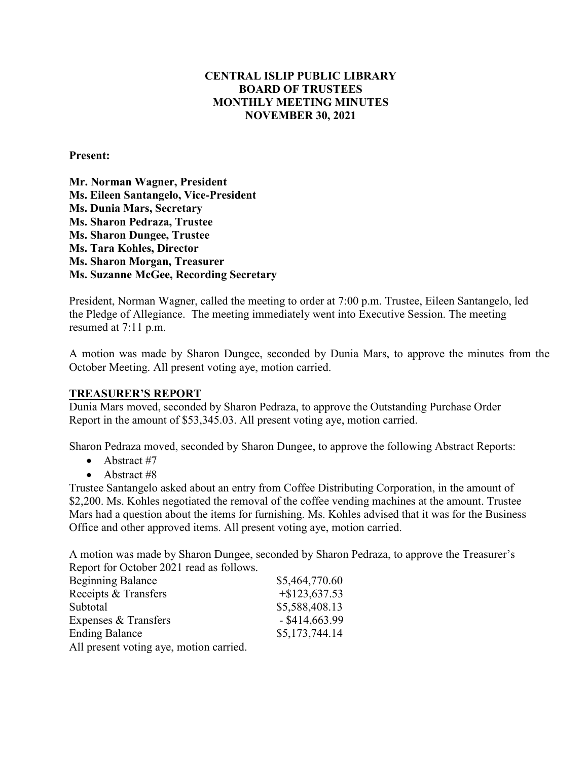# CENTRAL ISLIP PUBLIC LIBRARY
## BOARD OF TRUSTEES
## MONTHLY MEETING MINUTES
## NOVEMBER 30, 2021

**Present:**

**Mr. Norman Wagner, President**
**Ms. Eileen Santangelo, Vice-President**
**Ms. Dunia Mars, Secretary**
**Ms. Sharon Pedraza, Trustee**
**Ms. Sharon Dungee, Trustee**
**Ms. Tara Kohles, Director**
**Ms. Sharon Morgan, Treasurer**
**Ms. Suzanne McGee, Recording Secretary**

President, Norman Wagner, called the meeting to order at 7:00 p.m. Trustee, Eileen Santangelo, led the Pledge of Allegiance. The meeting immediately went into Executive Session. The meeting resumed at 7:11 p.m.

A motion was made by Sharon Dungee, seconded by Dunia Mars, to approve the minutes from the October Meeting. All present voting aye, motion carried.

**TREASURER'S REPORT**

Dunia Mars moved, seconded by Sharon Pedraza, to approve the Outstanding Purchase Order Report in the amount of $53,345.03. All present voting aye, motion carried.

Sharon Pedraza moved, seconded by Sharon Dungee, to approve the following Abstract Reports:

- Abstract #7
- Abstract #8

Trustee Santangelo asked about an entry from Coffee Distributing Corporation, in the amount of $2,200. Ms. Kohles negotiated the removal of the coffee vending machines at the amount. Trustee Mars had a question about the items for furnishing. Ms. Kohles advised that it was for the Business Office and other approved items. All present voting aye, motion carried.

A motion was made by Sharon Dungee, seconded by Sharon Pedraza, to approve the Treasurer's Report for October 2021 read as follows.

| | |
|---|---|
| Beginning Balance | $5,464,770.60 |
| Receipts & Transfers | +$123,637.53 |
| Subtotal | $5,588,408.13 |
| Expenses & Transfers | - $414,663.99 |
| Ending Balance | $5,173,744.14 |

All present voting aye, motion carried.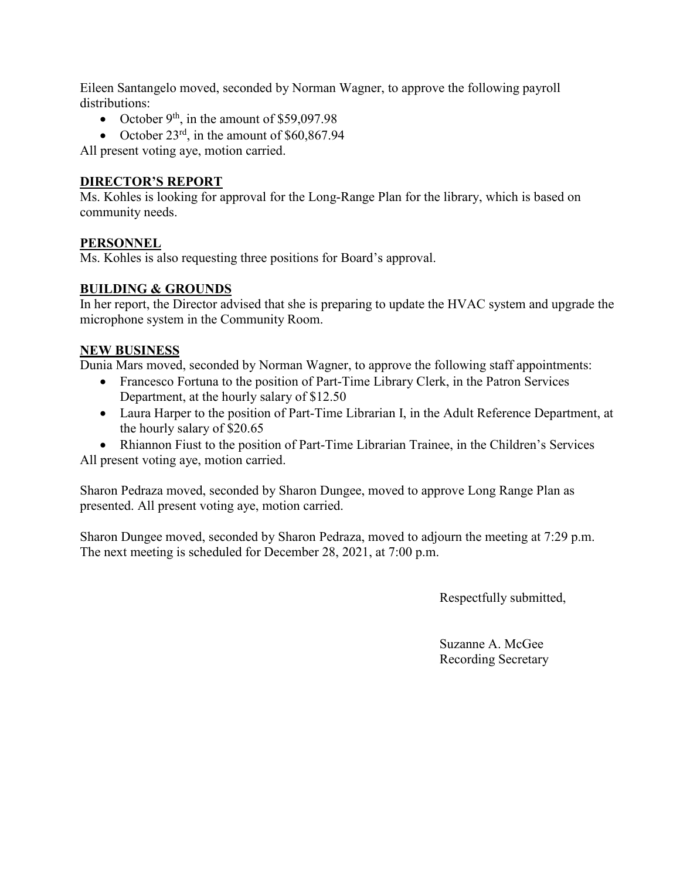Eileen Santangelo moved, seconded by Norman Wagner, to approve the following payroll distributions:

- October 9th, in the amount of $59,097.98
- October 23rd, in the amount of $60,867.94

All present voting aye, motion carried.

## DIRECTOR'S REPORT

Ms. Kohles is looking for approval for the Long-Range Plan for the library, which is based on community needs.

## PERSONNEL

Ms. Kohles is also requesting three positions for Board's approval.

## BUILDING & GROUNDS

In her report, the Director advised that she is preparing to update the HVAC system and upgrade the microphone system in the Community Room.

## NEW BUSINESS

Dunia Mars moved, seconded by Norman Wagner, to approve the following staff appointments:

- Francesco Fortuna to the position of Part-Time Library Clerk, in the Patron Services Department, at the hourly salary of $12.50
- Laura Harper to the position of Part-Time Librarian I, in the Adult Reference Department, at the hourly salary of $20.65
- Rhiannon Fiust to the position of Part-Time Librarian Trainee, in the Children's Services

All present voting aye, motion carried.

Sharon Pedraza moved, seconded by Sharon Dungee, moved to approve Long Range Plan as presented. All present voting aye, motion carried.

Sharon Dungee moved, seconded by Sharon Pedraza, moved to adjourn the meeting at 7:29 p.m. The next meeting is scheduled for December 28, 2021, at 7:00 p.m.

Respectfully submitted,

Suzanne A. McGee
Recording Secretary